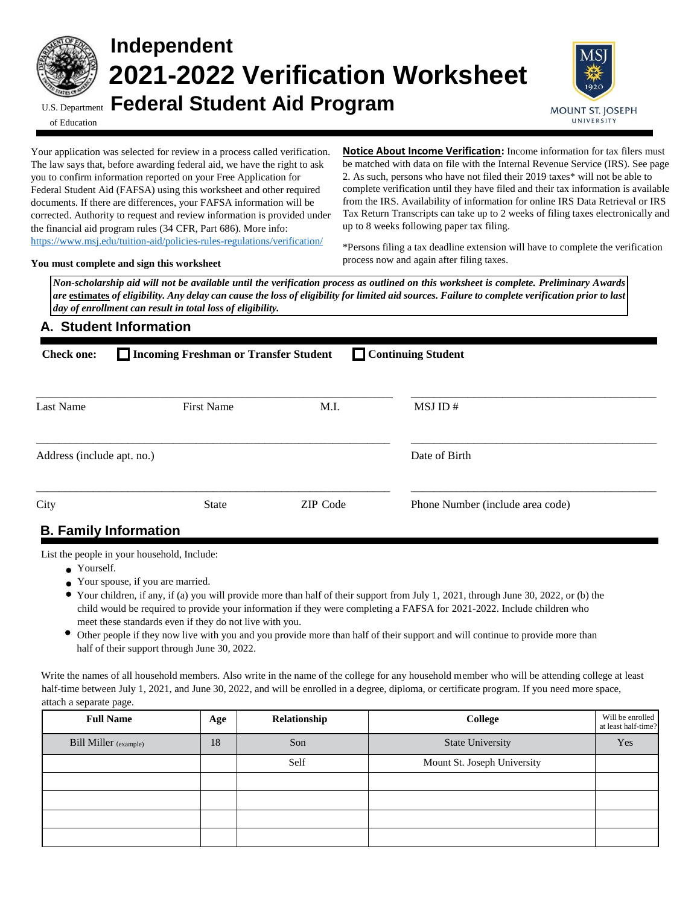# Independent 2021-2022 Verification Worksheet Federal Student Aid Program

U.S. Department of Education

MOUNT ST. JOSEPH UNIVERSITY

Your application was selected for review in a process called verification. The law says that, before awarding federal aid, we have the right to ask you to confirm information reported on your Free Application for Federal Student Aid (FAFSA) using this worksheet and other required documents. If there are differences, your FAFSA information will be corrected. Authority to request and review information is provided under the financial aid program rules (34 CFR, Part 686). More info: https://www.msj.edu/tuition-aid/policies-rules-regulations/verification/

**You must complete and sign this worksheet**

**Notice About Income Verification:** Income information for tax filers must be matched with data on file with the Internal Revenue Service (IRS). See page 2. As such, persons who have not filed their 2019 taxes* will not be able to complete verification until they have filed and their tax information is available from the IRS. Availability of information for online IRS Data Retrieval or IRS Tax Return Transcripts can take up to 2 weeks of filing taxes electronically and up to 8 weeks following paper tax filing.

*Persons filing a tax deadline extension will have to complete the verification process now and again after filing taxes.

***Non-scholarship aid will not be available until the verification process as outlined on this worksheet is complete. Preliminary Awards are estimates of eligibility. Any delay can cause the loss of eligibility for limited aid sources. Failure to complete verification prior to last day of enrollment can result in total loss of eligibility.***

## A. Student Information

**Check one:** ☐ **Incoming Freshman or Transfer Student** ☐ **Continuing Student**

______________________________________________ ______________________________
Last Name First Name M.I. MSJ ID #

______________________________________________ ______________________________
Address (include apt. no.) Date of Birth

______________________________________________ ______________________________
City State ZIP Code Phone Number (include area code)

## B. Family Information

List the people in your household, Include:

- Yourself.
- Your spouse, if you are married.
- Your children, if any, if (a) you will provide more than half of their support from July 1, 2021, through June 30, 2022, or (b) the child would be required to provide your information if they were completing a FAFSA for 2021-2022. Include children who meet these standards even if they do not live with you.
- Other people if they now live with you and you provide more than half of their support and will continue to provide more than half of their support through June 30, 2022.

Write the names of all household members. Also write in the name of the college for any household member who will be attending college at least half-time between July 1, 2021, and June 30, 2022, and will be enrolled in a degree, diploma, or certificate program. If you need more space, attach a separate page.

| Full Name | Age | Relationship | College | Will be enrolled at least half-time? |
|---|---|---|---|---|
| Bill Miller (example) | 18 | Son | State University | Yes |
| | | Self | Mount St. Joseph University | |
| | | | | |
| | | | | |
| | | | | |
| | | | | |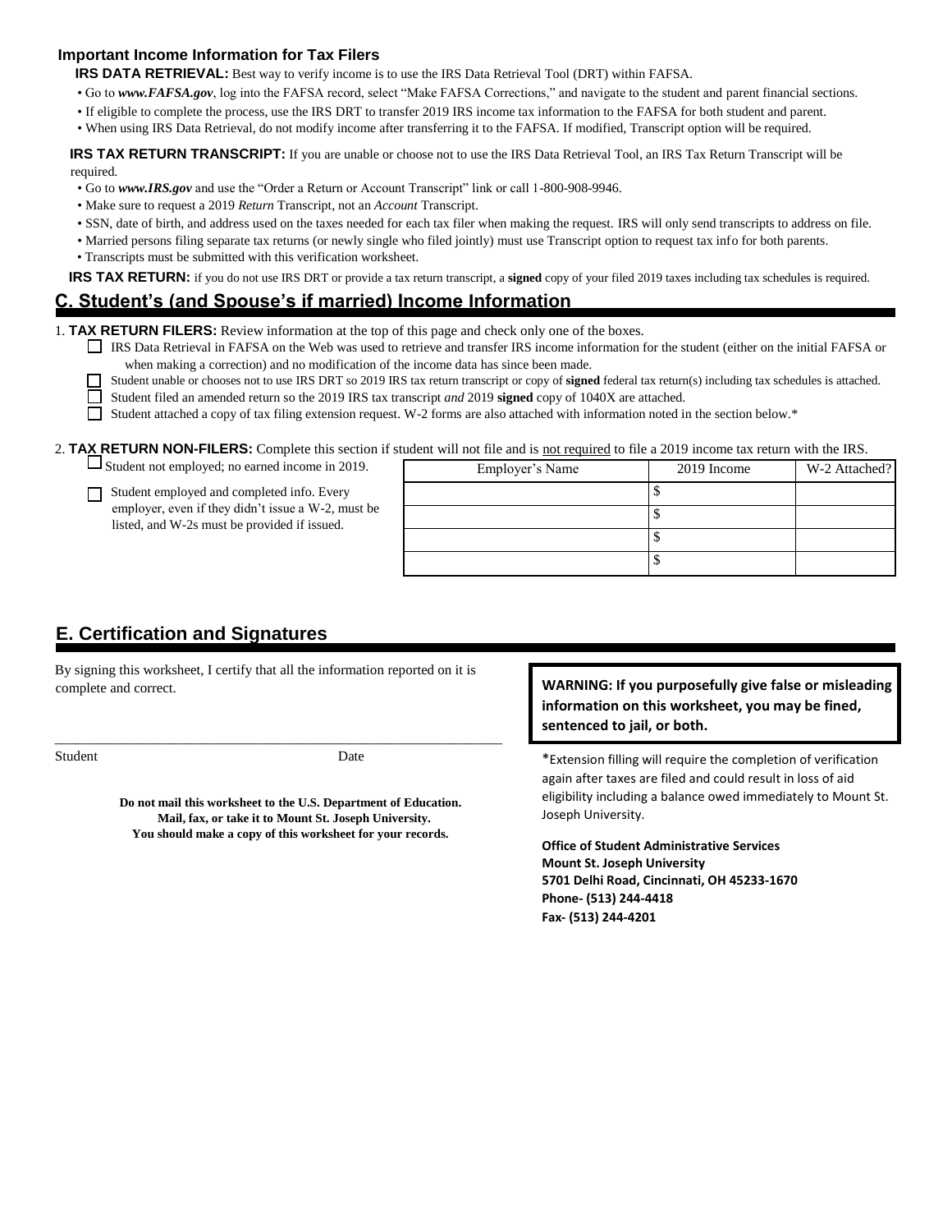### Important Income Information for Tax Filers

**IRS DATA RETRIEVAL:** Best way to verify income is to use the IRS Data Retrieval Tool (DRT) within FAFSA.

- Go to ***www.FAFSA.gov***, log into the FAFSA record, select "Make FAFSA Corrections," and navigate to the student and parent financial sections.
- If eligible to complete the process, use the IRS DRT to transfer 2019 IRS income tax information to the FAFSA for both student and parent.
- When using IRS Data Retrieval, do not modify income after transferring it to the FAFSA. If modified, Transcript option will be required.

**IRS TAX RETURN TRANSCRIPT:** If you are unable or choose not to use the IRS Data Retrieval Tool, an IRS Tax Return Transcript will be required.

- Go to ***www.IRS.gov*** and use the "Order a Return or Account Transcript" link or call 1-800-908-9946.
- Make sure to request a 2019 *Return* Transcript, not an *Account* Transcript.
- SSN, date of birth, and address used on the taxes needed for each tax filer when making the request. IRS will only send transcripts to address on file.
- Married persons filing separate tax returns (or newly single who filed jointly) must use Transcript option to request tax info for both parents.
- Transcripts must be submitted with this verification worksheet.

**IRS TAX RETURN:** if you do not use IRS DRT or provide a tax return transcript, a **signed** copy of your filed 2019 taxes including tax schedules is required.

## C. Student's (and Spouse's if married) Income Information

1. **TAX RETURN FILERS:** Review information at the top of this page and check only one of the boxes.

- ☐ IRS Data Retrieval in FAFSA on the Web was used to retrieve and transfer IRS income information for the student (either on the initial FAFSA or when making a correction) and no modification of the income data has since been made.
- ☐ Student unable or chooses not to use IRS DRT so 2019 IRS tax return transcript or copy of **signed** federal tax return(s) including tax schedules is attached.
- ☐ Student filed an amended return so the 2019 IRS tax transcript *and* 2019 **signed** copy of 1040X are attached.
- ☐ Student attached a copy of tax filing extension request. W-2 forms are also attached with information noted in the section below.*

2. **TAX RETURN NON-FILERS:** Complete this section if student will not file and is not required to file a 2019 income tax return with the IRS.

- ☐ Student not employed; no earned income in 2019.
- ☐ Student employed and completed info. Every employer, even if they didn't issue a W-2, must be listed, and W-2s must be provided if issued.

| Employer's Name | 2019 Income | W-2 Attached? |
|---|---|---|
| | $ | |
| | $ | |
| | $ | |
| | $ | |

## E. Certification and Signatures

By signing this worksheet, I certify that all the information reported on it is complete and correct.

**WARNING: If you purposefully give false or misleading information on this worksheet, you may be fined, sentenced to jail, or both.**

______________________________________________

Student                                        Date

*Extension filling will require the completion of verification again after taxes are filed and could result in loss of aid eligibility including a balance owed immediately to Mount St. Joseph University.

**Do not mail this worksheet to the U.S. Department of Education.**
**Mail, fax, or take it to Mount St. Joseph University.**
**You should make a copy of this worksheet for your records.**

**Office of Student Administrative Services**
**Mount St. Joseph University**
**5701 Delhi Road, Cincinnati, OH 45233-1670**
**Phone- (513) 244-4418**
**Fax- (513) 244-4201**